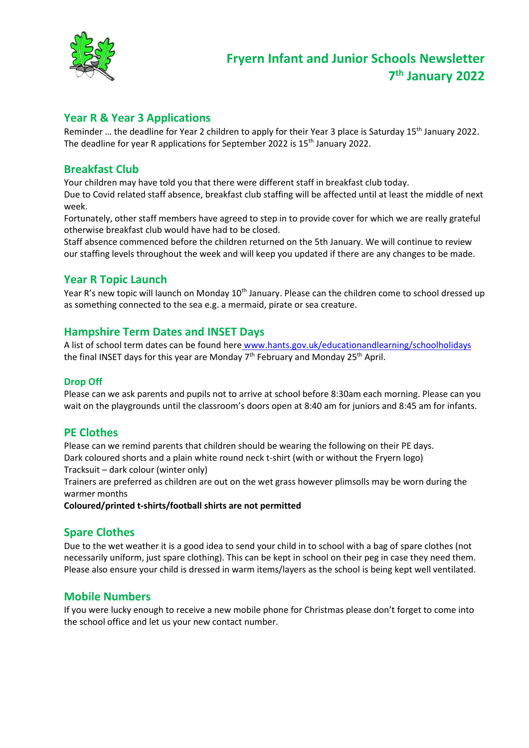# Fryern Infant and Junior Schools Newsletter 7th January 2022

## Year R & Year 3 Applications

Reminder … the deadline for Year 2 children to apply for their Year 3 place is Saturday 15th January 2022. The deadline for year R applications for September 2022 is 15th January 2022.

## Breakfast Club

Your children may have told you that there were different staff in breakfast club today.
Due to Covid related staff absence, breakfast club staffing will be affected until at least the middle of next week.
Fortunately, other staff members have agreed to step in to provide cover for which we are really grateful otherwise breakfast club would have had to be closed.
Staff absence commenced before the children returned on the 5th January. We will continue to review our staffing levels throughout the week and will keep you updated if there are any changes to be made.

## Year R Topic Launch

Year R's new topic will launch on Monday 10th January. Please can the children come to school dressed up as something connected to the sea e.g. a mermaid, pirate or sea creature.

## Hampshire Term Dates and INSET Days

A list of school term dates can be found here [www.hants.gov.uk/educationandlearning/schoolholidays](www.hants.gov.uk/educationandlearning/schoolholidays) the final INSET days for this year are Monday 7th February and Monday 25th April.

### Drop Off

Please can we ask parents and pupils not to arrive at school before 8:30am each morning. Please can you wait on the playgrounds until the classroom's doors open at 8:40 am for juniors and 8:45 am for infants.

## PE Clothes

Please can we remind parents that children should be wearing the following on their PE days.
Dark coloured shorts and a plain white round neck t-shirt (with or without the Fryern logo)
Tracksuit – dark colour (winter only)
Trainers are preferred as children are out on the wet grass however plimsolls may be worn during the warmer months
**Coloured/printed t-shirts/football shirts are not permitted**

## Spare Clothes

Due to the wet weather it is a good idea to send your child in to school with a bag of spare clothes (not necessarily uniform, just spare clothing). This can be kept in school on their peg in case they need them. Please also ensure your child is dressed in warm items/layers as the school is being kept well ventilated.

## Mobile Numbers

If you were lucky enough to receive a new mobile phone for Christmas please don't forget to come into the school office and let us your new contact number.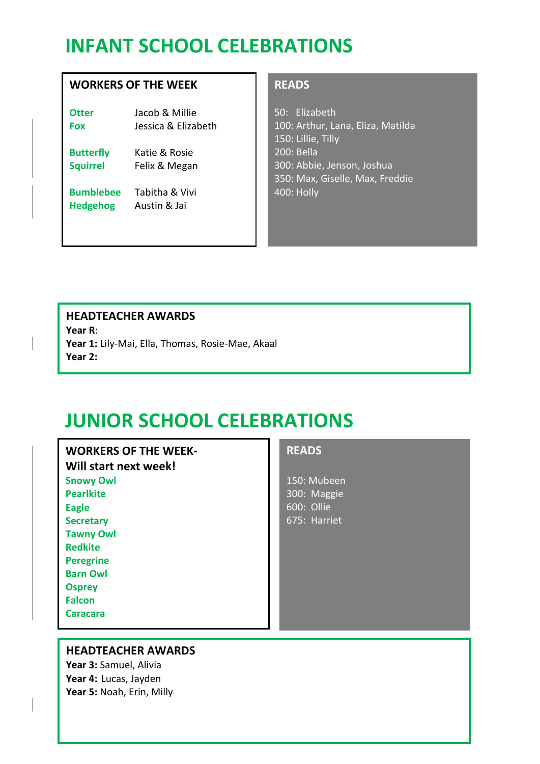# INFANT SCHOOL CELEBRATIONS

## WORKERS OF THE WEEK

| | |
|---|---|
| **Otter** | Jacob & Millie |
| **Fox** | Jessica & Elizabeth |
| **Butterfly** | Katie & Rosie |
| **Squirrel** | Felix & Megan |
| **Bumblebee** | Tabitha & Vivi |
| **Hedgehog** | Austin & Jai |

## READS

50: Elizabeth
100: Arthur, Lana, Eliza, Matilda
150: Lillie, Tilly
200: Bella
300: Abbie, Jenson, Joshua
350: Max, Giselle, Max, Freddie
400: Holly

## HEADTEACHER AWARDS

**Year R**:
**Year 1:** Lily-Mai, Ella, Thomas, Rosie-Mae, Akaal
**Year 2:**

# JUNIOR SCHOOL CELEBRATIONS

## WORKERS OF THE WEEK- Will start next week!

**Snowy Owl**
**Pearlkite**
**Eagle**
**Secretary**
**Tawny Owl**
**Redkite**
**Peregrine**
**Barn Owl**
**Osprey**
**Falcon**
**Caracara**

## READS

150: Mubeen
300: Maggie
600: Ollie
675: Harriet

## HEADTEACHER AWARDS

**Year 3:** Samuel, Alivia
**Year 4:** Lucas, Jayden
**Year 5:** Noah, Erin, Milly